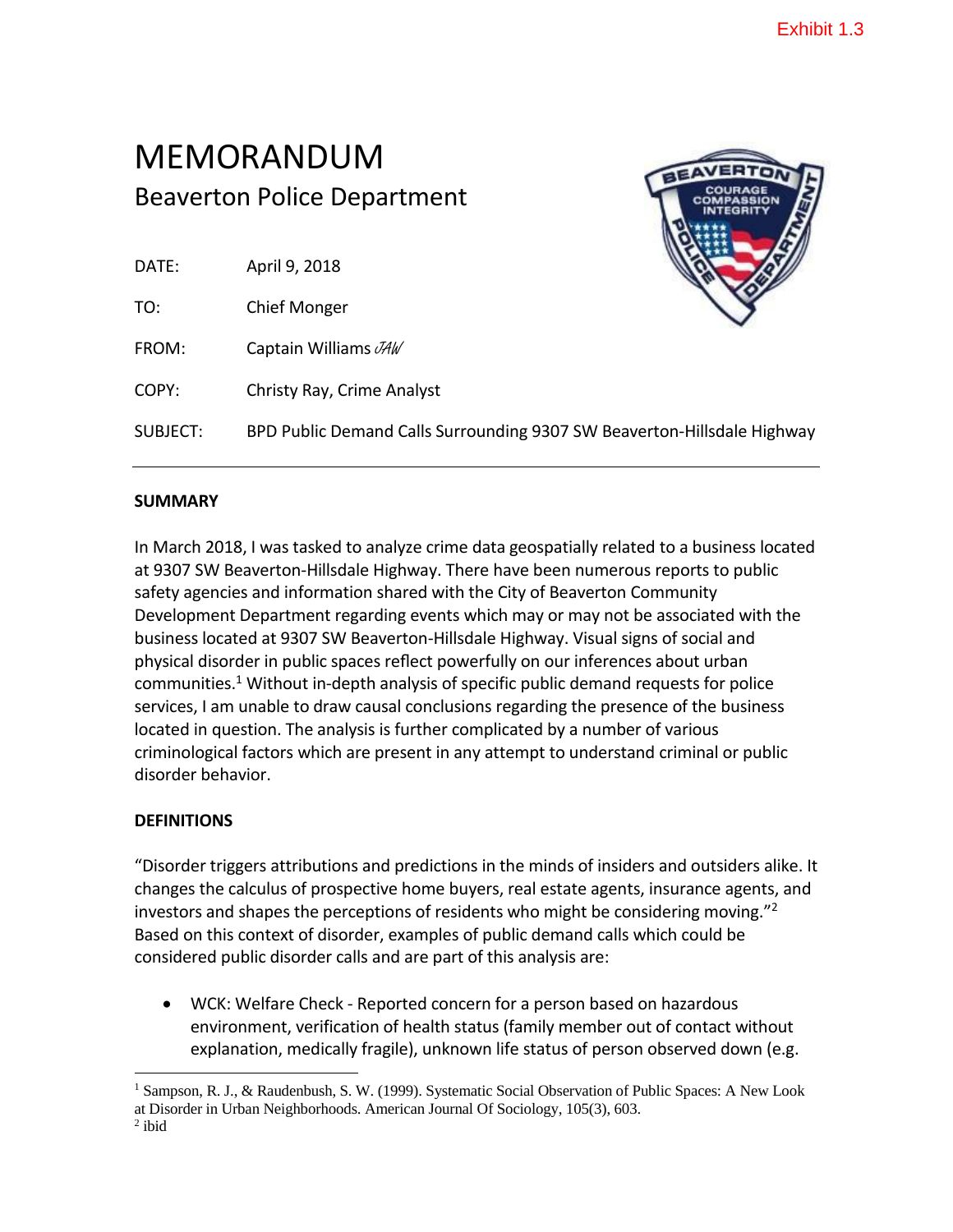Exhibit 1.3

# MEMORANDUM

## Beaverton Police Department

DATE: April 9, 2018

TO: Chief Monger

FROM: Captain Williams *JAW*

COPY: Christy Ray, Crime Analyst

SUBJECT: BPD Public Demand Calls Surrounding 9307 SW Beaverton-Hillsdale Highway

---

**SUMMARY**

In March 2018, I was tasked to analyze crime data geospatially related to a business located at 9307 SW Beaverton-Hillsdale Highway. There have been numerous reports to public safety agencies and information shared with the City of Beaverton Community Development Department regarding events which may or may not be associated with the business located at 9307 SW Beaverton-Hillsdale Highway. Visual signs of social and physical disorder in public spaces reflect powerfully on our inferences about urban communities.[1] Without in-depth analysis of specific public demand requests for police services, I am unable to draw causal conclusions regarding the presence of the business located in question. The analysis is further complicated by a number of various criminological factors which are present in any attempt to understand criminal or public disorder behavior.

**DEFINITIONS**

"Disorder triggers attributions and predictions in the minds of insiders and outsiders alike. It changes the calculus of prospective home buyers, real estate agents, insurance agents, and investors and shapes the perceptions of residents who might be considering moving."[2] Based on this context of disorder, examples of public demand calls which could be considered public disorder calls and are part of this analysis are:

- WCK: Welfare Check - Reported concern for a person based on hazardous environment, verification of health status (family member out of contact without explanation, medically fragile), unknown life status of person observed down (e.g.

---

[1] Sampson, R. J., & Raudenbush, S. W. (1999). Systematic Social Observation of Public Spaces: A New Look at Disorder in Urban Neighborhoods. American Journal Of Sociology, 105(3), 603.
[2] ibid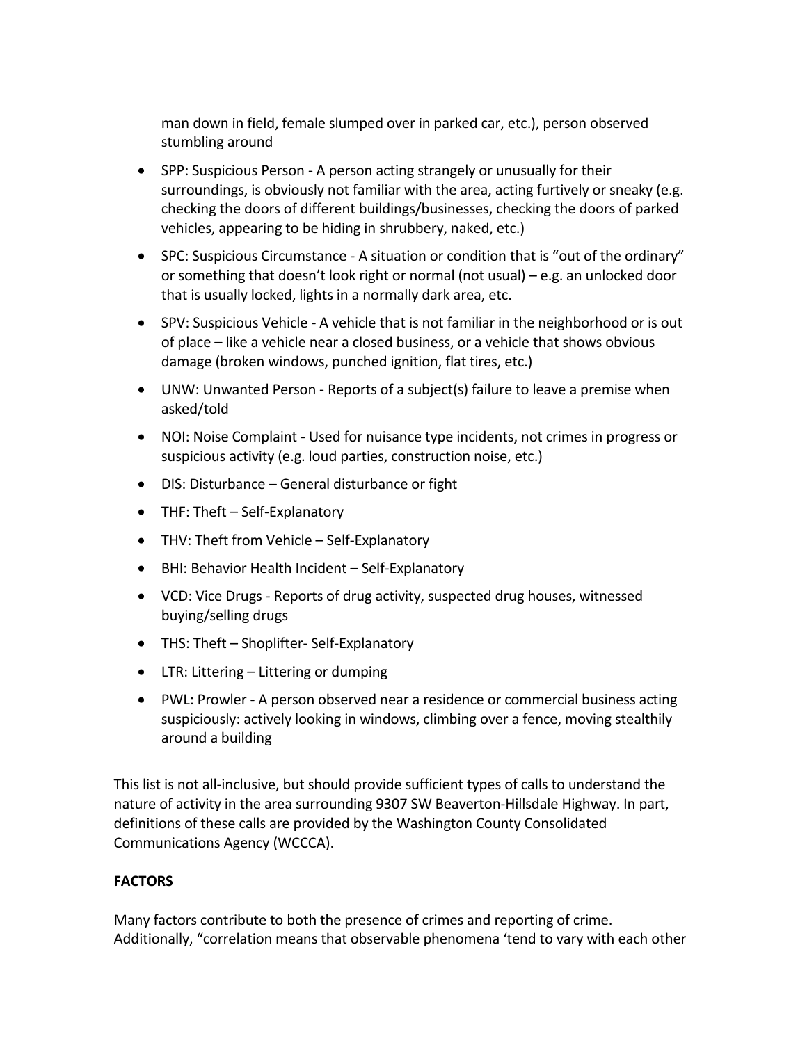man down in field, female slumped over in parked car, etc.), person observed stumbling around

- SPP: Suspicious Person - A person acting strangely or unusually for their surroundings, is obviously not familiar with the area, acting furtively or sneaky (e.g. checking the doors of different buildings/businesses, checking the doors of parked vehicles, appearing to be hiding in shrubbery, naked, etc.)
- SPC: Suspicious Circumstance - A situation or condition that is "out of the ordinary" or something that doesn't look right or normal (not usual) – e.g. an unlocked door that is usually locked, lights in a normally dark area, etc.
- SPV: Suspicious Vehicle - A vehicle that is not familiar in the neighborhood or is out of place – like a vehicle near a closed business, or a vehicle that shows obvious damage (broken windows, punched ignition, flat tires, etc.)
- UNW: Unwanted Person - Reports of a subject(s) failure to leave a premise when asked/told
- NOI: Noise Complaint - Used for nuisance type incidents, not crimes in progress or suspicious activity (e.g. loud parties, construction noise, etc.)
- DIS: Disturbance – General disturbance or fight
- THF: Theft – Self-Explanatory
- THV: Theft from Vehicle – Self-Explanatory
- BHI: Behavior Health Incident – Self-Explanatory
- VCD: Vice Drugs - Reports of drug activity, suspected drug houses, witnessed buying/selling drugs
- THS: Theft – Shoplifter- Self-Explanatory
- LTR: Littering – Littering or dumping
- PWL: Prowler - A person observed near a residence or commercial business acting suspiciously: actively looking in windows, climbing over a fence, moving stealthily around a building

This list is not all-inclusive, but should provide sufficient types of calls to understand the nature of activity in the area surrounding 9307 SW Beaverton-Hillsdale Highway. In part, definitions of these calls are provided by the Washington County Consolidated Communications Agency (WCCCA).

**FACTORS**

Many factors contribute to both the presence of crimes and reporting of crime. Additionally, "correlation means that observable phenomena 'tend to vary with each other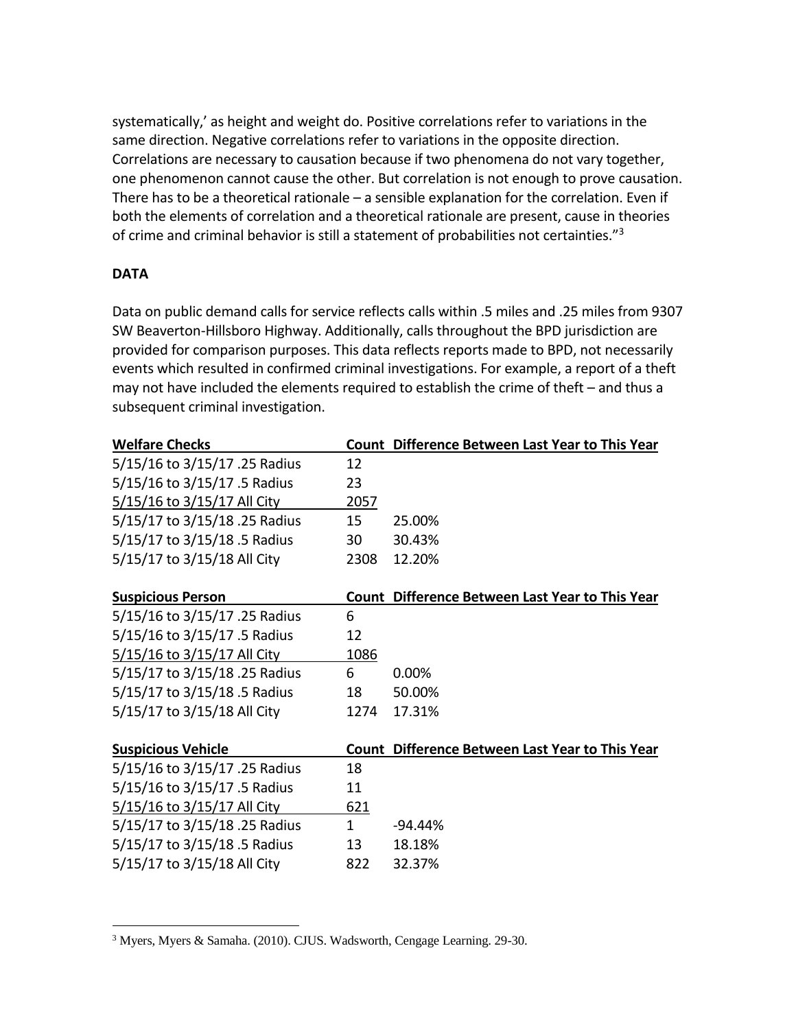systematically,' as height and weight do. Positive correlations refer to variations in the same direction. Negative correlations refer to variations in the opposite direction. Correlations are necessary to causation because if two phenomena do not vary together, one phenomenon cannot cause the other. But correlation is not enough to prove causation. There has to be a theoretical rationale – a sensible explanation for the correlation. Even if both the elements of correlation and a theoretical rationale are present, cause in theories of crime and criminal behavior is still a statement of probabilities not certainties."[3]

**DATA**

Data on public demand calls for service reflects calls within .5 miles and .25 miles from 9307 SW Beaverton-Hillsboro Highway. Additionally, calls throughout the BPD jurisdiction are provided for comparison purposes. This data reflects reports made to BPD, not necessarily events which resulted in confirmed criminal investigations. For example, a report of a theft may not have included the elements required to establish the crime of theft – and thus a subsequent criminal investigation.

| Welfare Checks | Count | Difference Between Last Year to This Year |
|---|---|---|
| 5/15/16 to 3/15/17 .25 Radius | 12 | |
| 5/15/16 to 3/15/17 .5 Radius | 23 | |
| 5/15/16 to 3/15/17 All City | 2057 | |
| 5/15/17 to 3/15/18 .25 Radius | 15 | 25.00% |
| 5/15/17 to 3/15/18 .5 Radius | 30 | 30.43% |
| 5/15/17 to 3/15/18 All City | 2308 | 12.20% |

| Suspicious Person | Count | Difference Between Last Year to This Year |
|---|---|---|
| 5/15/16 to 3/15/17 .25 Radius | 6 | |
| 5/15/16 to 3/15/17 .5 Radius | 12 | |
| 5/15/16 to 3/15/17 All City | 1086 | |
| 5/15/17 to 3/15/18 .25 Radius | 6 | 0.00% |
| 5/15/17 to 3/15/18 .5 Radius | 18 | 50.00% |
| 5/15/17 to 3/15/18 All City | 1274 | 17.31% |

| Suspicious Vehicle | Count | Difference Between Last Year to This Year |
|---|---|---|
| 5/15/16 to 3/15/17 .25 Radius | 18 | |
| 5/15/16 to 3/15/17 .5 Radius | 11 | |
| 5/15/16 to 3/15/17 All City | 621 | |
| 5/15/17 to 3/15/18 .25 Radius | 1 | -94.44% |
| 5/15/17 to 3/15/18 .5 Radius | 13 | 18.18% |
| 5/15/17 to 3/15/18 All City | 822 | 32.37% |

[3] Myers, Myers & Samaha. (2010). CJUS. Wadsworth, Cengage Learning. 29-30.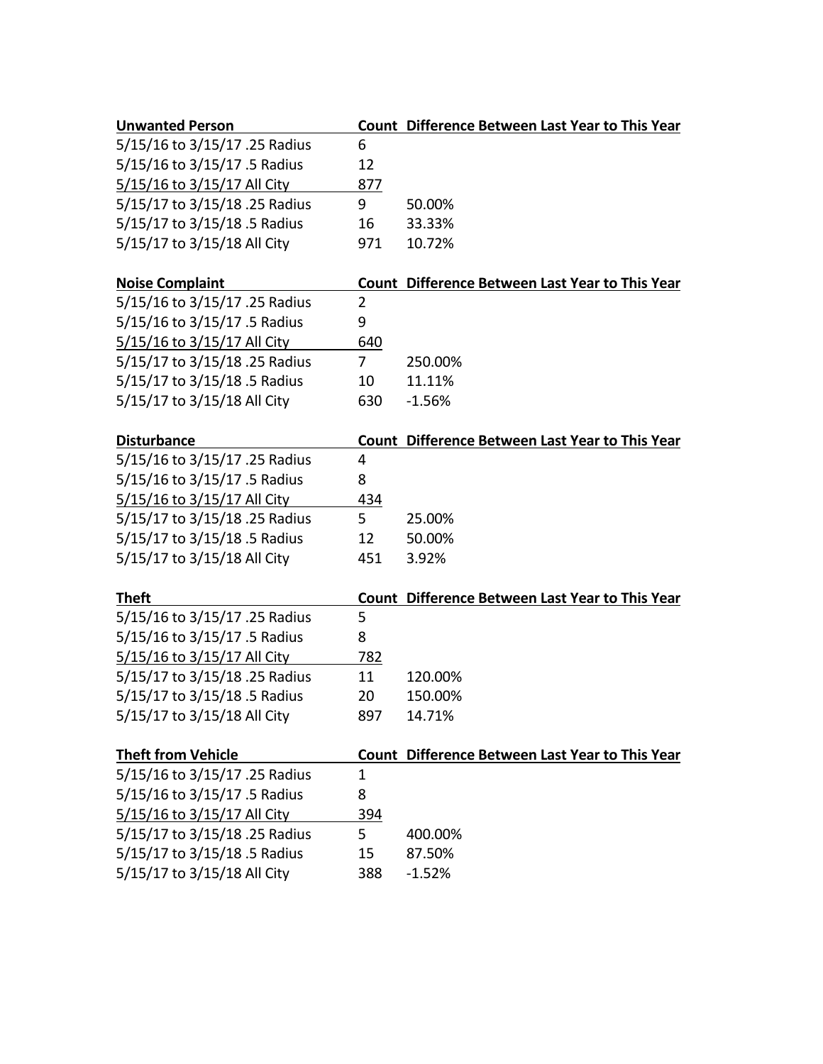| Unwanted Person | Count | Difference Between Last Year to This Year |
|---|---|---|
| 5/15/16 to 3/15/17 .25 Radius | 6 | |
| 5/15/16 to 3/15/17 .5 Radius | 12 | |
| 5/15/16 to 3/15/17 All City | 877 | |
| 5/15/17 to 3/15/18 .25 Radius | 9 | 50.00% |
| 5/15/17 to 3/15/18 .5 Radius | 16 | 33.33% |
| 5/15/17 to 3/15/18 All City | 971 | 10.72% |

| Noise Complaint | Count | Difference Between Last Year to This Year |
|---|---|---|
| 5/15/16 to 3/15/17 .25 Radius | 2 | |
| 5/15/16 to 3/15/17 .5 Radius | 9 | |
| 5/15/16 to 3/15/17 All City | 640 | |
| 5/15/17 to 3/15/18 .25 Radius | 7 | 250.00% |
| 5/15/17 to 3/15/18 .5 Radius | 10 | 11.11% |
| 5/15/17 to 3/15/18 All City | 630 | -1.56% |

| Disturbance | Count | Difference Between Last Year to This Year |
|---|---|---|
| 5/15/16 to 3/15/17 .25 Radius | 4 | |
| 5/15/16 to 3/15/17 .5 Radius | 8 | |
| 5/15/16 to 3/15/17 All City | 434 | |
| 5/15/17 to 3/15/18 .25 Radius | 5 | 25.00% |
| 5/15/17 to 3/15/18 .5 Radius | 12 | 50.00% |
| 5/15/17 to 3/15/18 All City | 451 | 3.92% |

| Theft | Count | Difference Between Last Year to This Year |
|---|---|---|
| 5/15/16 to 3/15/17 .25 Radius | 5 | |
| 5/15/16 to 3/15/17 .5 Radius | 8 | |
| 5/15/16 to 3/15/17 All City | 782 | |
| 5/15/17 to 3/15/18 .25 Radius | 11 | 120.00% |
| 5/15/17 to 3/15/18 .5 Radius | 20 | 150.00% |
| 5/15/17 to 3/15/18 All City | 897 | 14.71% |

| Theft from Vehicle | Count | Difference Between Last Year to This Year |
|---|---|---|
| 5/15/16 to 3/15/17 .25 Radius | 1 | |
| 5/15/16 to 3/15/17 .5 Radius | 8 | |
| 5/15/16 to 3/15/17 All City | 394 | |
| 5/15/17 to 3/15/18 .25 Radius | 5 | 400.00% |
| 5/15/17 to 3/15/18 .5 Radius | 15 | 87.50% |
| 5/15/17 to 3/15/18 All City | 388 | -1.52% |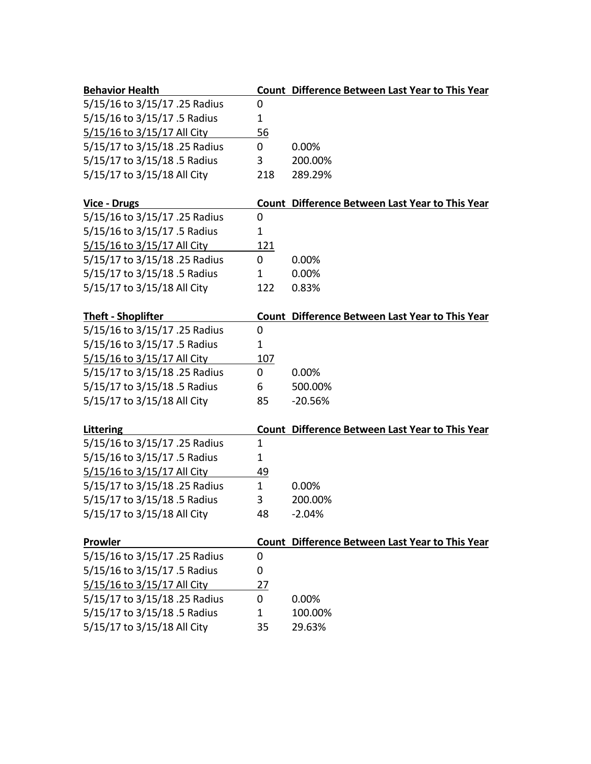| Behavior Health | Count | Difference Between Last Year to This Year |
|---|---|---|
| 5/15/16 to 3/15/17 .25 Radius | 0 | |
| 5/15/16 to 3/15/17 .5 Radius | 1 | |
| 5/15/16 to 3/15/17 All City | 56 | |
| 5/15/17 to 3/15/18 .25 Radius | 0 | 0.00% |
| 5/15/17 to 3/15/18 .5 Radius | 3 | 200.00% |
| 5/15/17 to 3/15/18 All City | 218 | 289.29% |

| Vice - Drugs | Count | Difference Between Last Year to This Year |
|---|---|---|
| 5/15/16 to 3/15/17 .25 Radius | 0 | |
| 5/15/16 to 3/15/17 .5 Radius | 1 | |
| 5/15/16 to 3/15/17 All City | 121 | |
| 5/15/17 to 3/15/18 .25 Radius | 0 | 0.00% |
| 5/15/17 to 3/15/18 .5 Radius | 1 | 0.00% |
| 5/15/17 to 3/15/18 All City | 122 | 0.83% |

| Theft - Shoplifter | Count | Difference Between Last Year to This Year |
|---|---|---|
| 5/15/16 to 3/15/17 .25 Radius | 0 | |
| 5/15/16 to 3/15/17 .5 Radius | 1 | |
| 5/15/16 to 3/15/17 All City | 107 | |
| 5/15/17 to 3/15/18 .25 Radius | 0 | 0.00% |
| 5/15/17 to 3/15/18 .5 Radius | 6 | 500.00% |
| 5/15/17 to 3/15/18 All City | 85 | -20.56% |

| Littering | Count | Difference Between Last Year to This Year |
|---|---|---|
| 5/15/16 to 3/15/17 .25 Radius | 1 | |
| 5/15/16 to 3/15/17 .5 Radius | 1 | |
| 5/15/16 to 3/15/17 All City | 49 | |
| 5/15/17 to 3/15/18 .25 Radius | 1 | 0.00% |
| 5/15/17 to 3/15/18 .5 Radius | 3 | 200.00% |
| 5/15/17 to 3/15/18 All City | 48 | -2.04% |

| Prowler | Count | Difference Between Last Year to This Year |
|---|---|---|
| 5/15/16 to 3/15/17 .25 Radius | 0 | |
| 5/15/16 to 3/15/17 .5 Radius | 0 | |
| 5/15/16 to 3/15/17 All City | 27 | |
| 5/15/17 to 3/15/18 .25 Radius | 0 | 0.00% |
| 5/15/17 to 3/15/18 .5 Radius | 1 | 100.00% |
| 5/15/17 to 3/15/18 All City | 35 | 29.63% |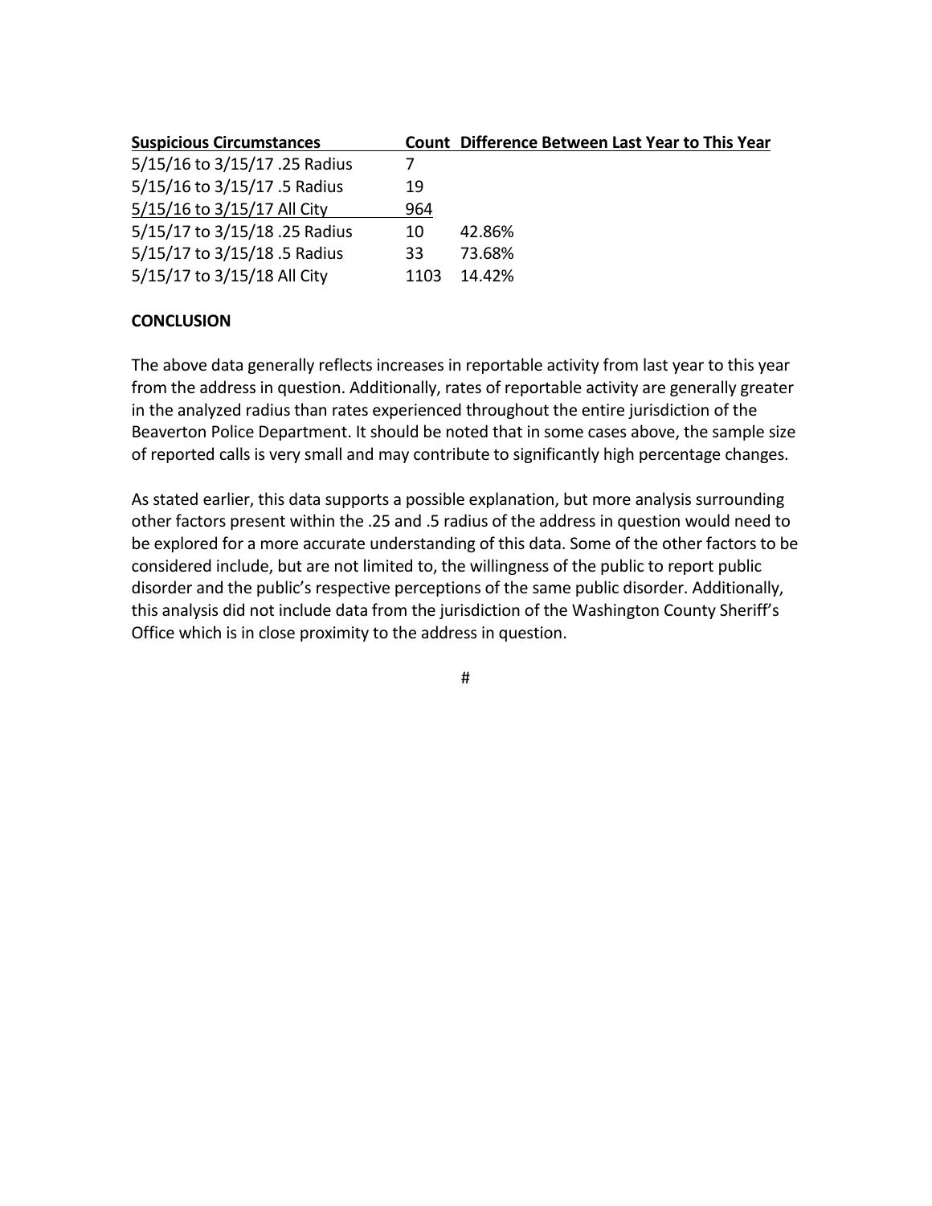| Suspicious Circumstances | Count | Difference Between Last Year to This Year |
| --- | --- | --- |
| 5/15/16 to 3/15/17 .25 Radius | 7 | |
| 5/15/16 to 3/15/17 .5 Radius | 19 | |
| 5/15/16 to 3/15/17 All City | 964 | |
| 5/15/17 to 3/15/18 .25 Radius | 10 | 42.86% |
| 5/15/17 to 3/15/18 .5 Radius | 33 | 73.68% |
| 5/15/17 to 3/15/18 All City | 1103 | 14.42% |

**CONCLUSION**

The above data generally reflects increases in reportable activity from last year to this year from the address in question. Additionally, rates of reportable activity are generally greater in the analyzed radius than rates experienced throughout the entire jurisdiction of the Beaverton Police Department. It should be noted that in some cases above, the sample size of reported calls is very small and may contribute to significantly high percentage changes.

As stated earlier, this data supports a possible explanation, but more analysis surrounding other factors present within the .25 and .5 radius of the address in question would need to be explored for a more accurate understanding of this data. Some of the other factors to be considered include, but are not limited to, the willingness of the public to report public disorder and the public's respective perceptions of the same public disorder. Additionally, this analysis did not include data from the jurisdiction of the Washington County Sheriff's Office which is in close proximity to the address in question.

#